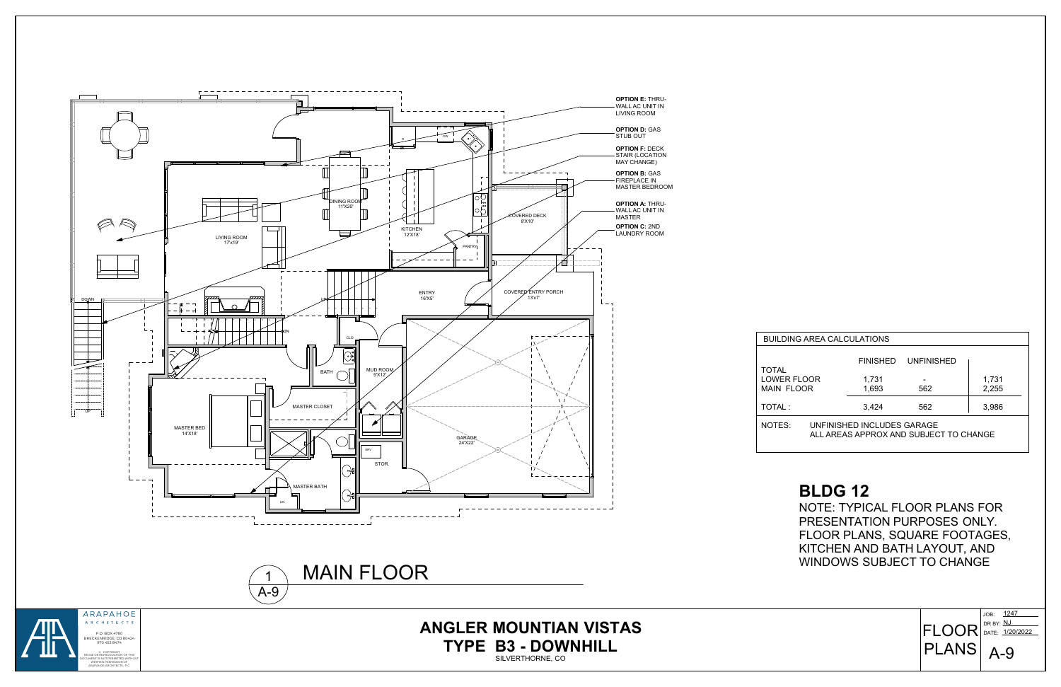**OPTION E:** THRU-WALL AC UNIT IN LIVING ROOM

**OPTION D:** GAS STUB OUT

**OPTION F:** DECK STAIR (LOCATION MAY CHANGE)

**OPTION B:** GAS FIREPLACE IN MASTER BEDROOM

**OPTION A:** THRU-WALL AC UNIT IN MASTER

**OPTION C:** 2ND LAUNDRY ROOM

LIVING ROOM 17'x19'

DINING ROOM 11'X20'

KITCHEN 12'X18'

PANTRY

COVERED DECK 8'X10'

ENTRY 16'X5'

COVERED ENTRY PORCH 13'x7'

BATH

MUD ROOM 5'X12'

MASTER CLOSET

MASTER BED 14'X18'

MASTER BATH

GARAGE 24'X22'

STOR.

| BUILDING AREA CALCULATIONS | | | |
|---|---|---|---|
| TOTAL | FINISHED | UNFINISHED | |
| LOWER FLOOR | 1,731 | - | 1,731 |
| MAIN FLOOR | 1,693 | 562 | 2,255 |
| TOTAL : | 3,424 | 562 | 3,986 |

NOTES: UNFINISHED INCLUDES GARAGE
ALL AREAS APPROX AND SUBJECT TO CHANGE

## BLDG 12

NOTE: TYPICAL FLOOR PLANS FOR PRESENTATION PURPOSES ONLY. FLOOR PLANS, SQUARE FOOTAGES, KITCHEN AND BATH LAYOUT, AND WINDOWS SUBJECT TO CHANGE

1 / A-9 MAIN FLOOR

ARAPAHOE ARCHITECTS
P.O. BOX 4780
BRECKENRIDGE, CO 80424
970 453 8474

© COPYRIGHT
REUSE OR REPRODUCTION OF THIS DOCUMENT IS NOT PERMITTED WITHOUT WRITTEN PERMISSION OF ARAPAHOE ARCHITECTS, P.C.

**ANGLER MOUNTIAN VISTAS**
**TYPE B3 - DOWNHILL**
SILVERTHORNE, CO

FLOOR PLANS

JOB: 1247
DR BY: NJ
DATE: 1/20/2022

A-9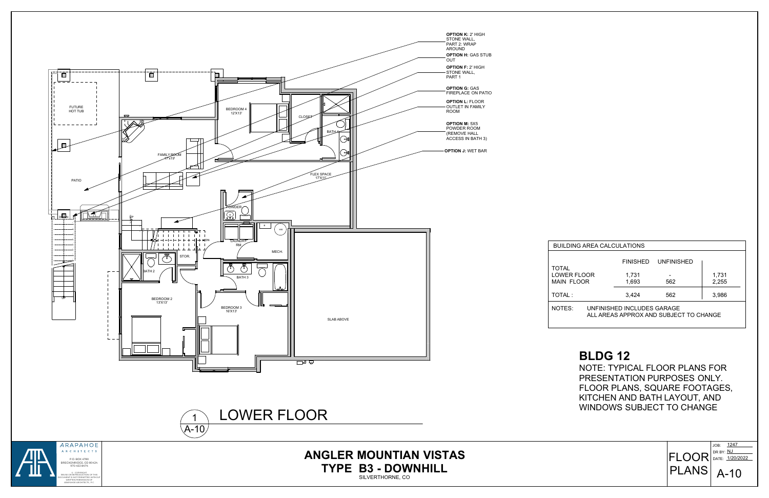OPTION K: 2' HIGH STONE WALL, PART 2: WRAP AROUND

OPTION H: GAS STUB OUT

OPTION F: 2' HIGH STONE WALL, PART 1

OPTION G: GAS FIREPLACE ON PATIO

OPTION L: FLOOR OUTLET IN FAMILY ROOM

OPTION M: 5X5 POWDER ROOM (REMOVE HALL ACCESS IN BATH 3)

OPTION J: WET BAR

FUTURE HOT TUB

PATIO

BEDROOM 4
12'X13'

CLOSET

BATH 4

FAMILY ROOM
17'X19'

FLEX SPACE
17'X11'

POWDER

LAUNDRY RM

MECH.

STOR.

BATH 2

BATH 3

BEDROOM 2
13'X13'

BEDROOM 3
16'X13'

SLAB ABOVE

DN

UP

1
A-10

## LOWER FLOOR

| BUILDING AREA CALCULATIONS | | | |
|---|---|---|---|
| | FINISHED | UNFINISHED | TOTAL |
| LOWER FLOOR | 1,731 | - | 1,731 |
| MAIN FLOOR | 1,693 | 562 | 2,255 |
| TOTAL : | 3,424 | 562 | 3,986 |

NOTES: UNFINISHED INCLUDES GARAGE
ALL AREAS APPROX AND SUBJECT TO CHANGE

## BLDG 12

NOTE: TYPICAL FLOOR PLANS FOR PRESENTATION PURPOSES ONLY. FLOOR PLANS, SQUARE FOOTAGES, KITCHEN AND BATH LAYOUT, AND WINDOWS SUBJECT TO CHANGE

ARAPAHOE ARCHITECTS
P.O. BOX 4780
BRECKENRIDGE, CO 80424
970 453 8474

© COPYRIGHT
REUSE OR REPRODUCTION OF THIS DOCUMENT IS NOT PERMITTED WITHOUT WRITTEN PERMISSION OF ARAPAHOE ARCHITECTS, P.C.

# ANGLER MOUNTIAN VISTAS
## TYPE B3 - DOWNHILL
SILVERTHORNE, CO

FLOOR PLANS

JOB: 1247
DR BY: NJ
DATE: 1/20/2022

A-10